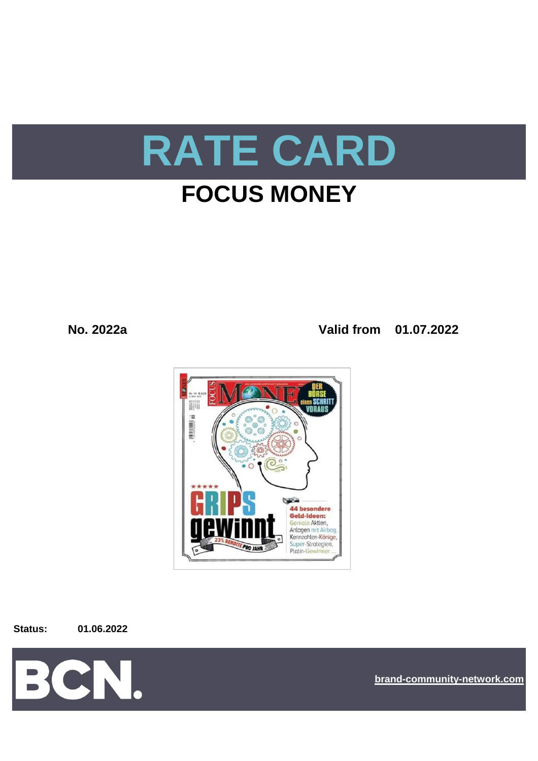# RATE CARD

## FOCUS MONEY

**No. 2022a** **Valid from 01.07.2022**

**Status:** **01.06.2022**

BCN.

brand-community-network.com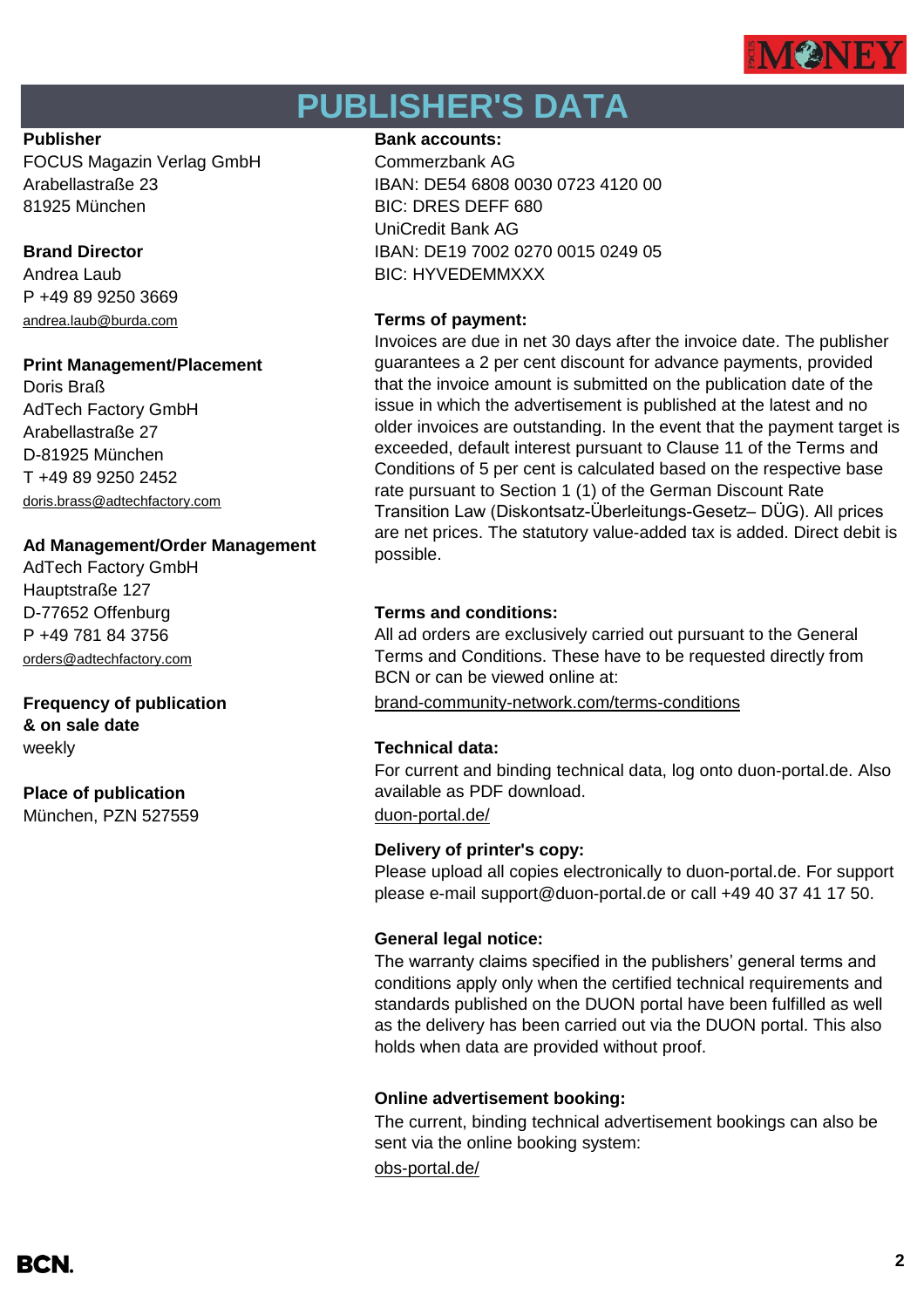# PUBLISHER'S DATA

**Publisher**
FOCUS Magazin Verlag GmbH
Arabellastraße 23
81925 München

**Brand Director**
Andrea Laub
P +49 89 9250 3669
andrea.laub@burda.com

**Print Management/Placement**
Doris Braß
AdTech Factory GmbH
Arabellastraße 27
D-81925 München
T +49 89 9250 2452
doris.brass@adtechfactory.com

**Ad Management/Order Management**
AdTech Factory GmbH
Hauptstraße 127
D-77652 Offenburg
P +49 781 84 3756
orders@adtechfactory.com

**Frequency of publication & on sale date**
weekly

**Place of publication**
München, PZN 527559

**Bank accounts:**
Commerzbank AG
IBAN: DE54 6808 0030 0723 4120 00
BIC: DRES DEFF 680
UniCredit Bank AG
IBAN: DE19 7002 0270 0015 0249 05
BIC: HYVEDEMMXXX

**Terms of payment:**
Invoices are due in net 30 days after the invoice date. The publisher guarantees a 2 per cent discount for advance payments, provided that the invoice amount is submitted on the publication date of the issue in which the advertisement is published at the latest and no older invoices are outstanding. In the event that the payment target is exceeded, default interest pursuant to Clause 11 of the Terms and Conditions of 5 per cent is calculated based on the respective base rate pursuant to Section 1 (1) of the German Discount Rate Transition Law (Diskontsatz-Überleitungs-Gesetz– DÜG). All prices are net prices. The statutory value-added tax is added. Direct debit is possible.

**Terms and conditions:**
All ad orders are exclusively carried out pursuant to the General Terms and Conditions. These have to be requested directly from BCN or can be viewed online at:
brand-community-network.com/terms-conditions

**Technical data:**
For current and binding technical data, log onto duon-portal.de. Also available as PDF download.
duon-portal.de/

**Delivery of printer's copy:**
Please upload all copies electronically to duon-portal.de. For support please e-mail support@duon-portal.de or call +49 40 37 41 17 50.

**General legal notice:**
The warranty claims specified in the publishers' general terms and conditions apply only when the certified technical requirements and standards published on the DUON portal have been fulfilled as well as the delivery has been carried out via the DUON portal. This also holds when data are provided without proof.

**Online advertisement booking:**
The current, binding technical advertisement bookings can also be sent via the online booking system:
obs-portal.de/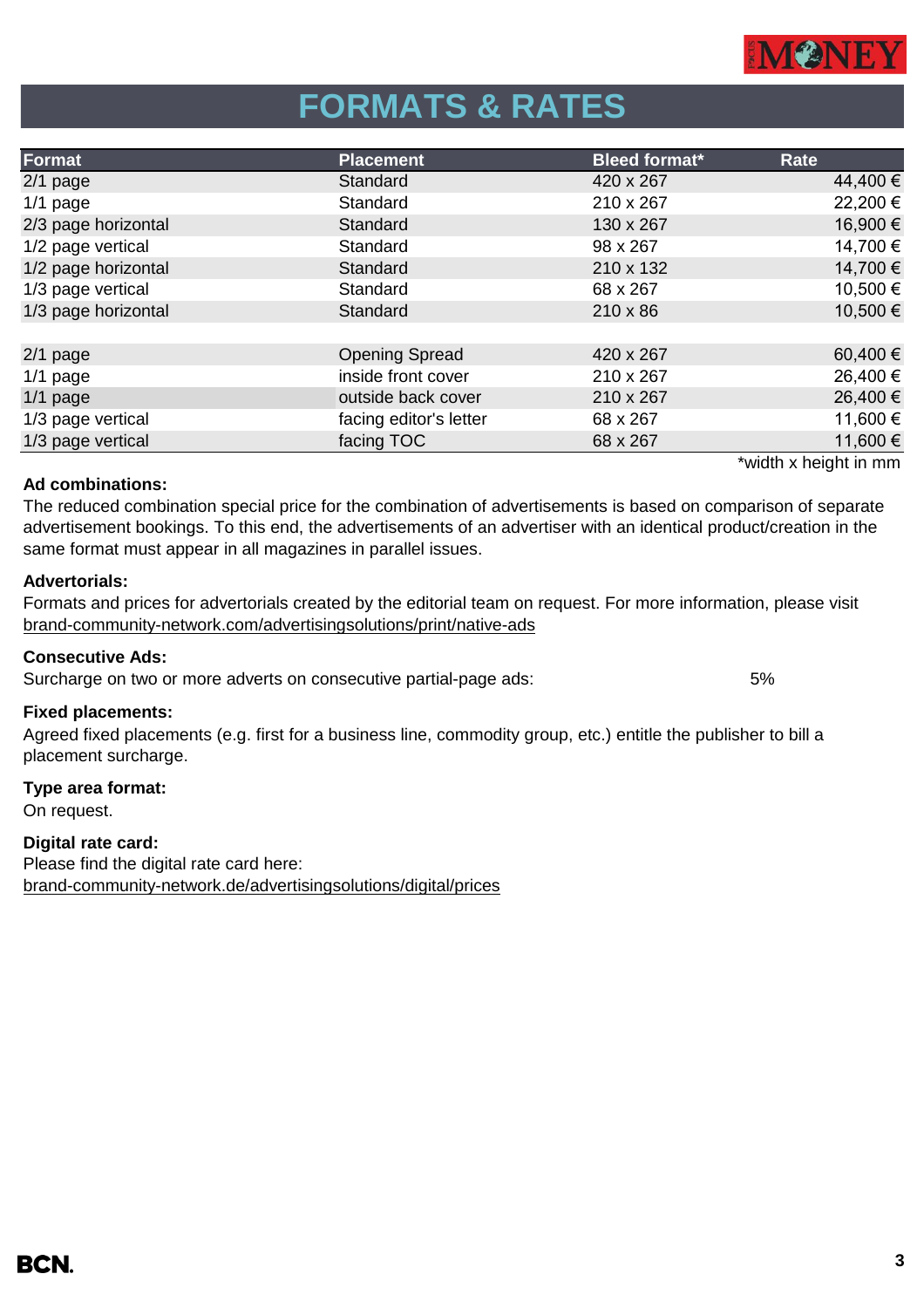# FORMATS & RATES

| Format | Placement | Bleed format* | Rate |
|---|---|---|---|
| 2/1 page | Standard | 420 x 267 | 44,400 € |
| 1/1 page | Standard | 210 x 267 | 22,200 € |
| 2/3 page horizontal | Standard | 130 x 267 | 16,900 € |
| 1/2 page vertical | Standard | 98 x 267 | 14,700 € |
| 1/2 page horizontal | Standard | 210 x 132 | 14,700 € |
| 1/3 page vertical | Standard | 68 x 267 | 10,500 € |
| 1/3 page horizontal | Standard | 210 x 86 | 10,500 € |
| | | | |
| 2/1 page | Opening Spread | 420 x 267 | 60,400 € |
| 1/1 page | inside front cover | 210 x 267 | 26,400 € |
| 1/1 page | outside back cover | 210 x 267 | 26,400 € |
| 1/3 page vertical | facing editor's letter | 68 x 267 | 11,600 € |
| 1/3 page vertical | facing TOC | 68 x 267 | 11,600 € |

*width x height in mm

**Ad combinations:**
The reduced combination special price for the combination of advertisements is based on comparison of separate advertisement bookings. To this end, the advertisements of an advertiser with an identical product/creation in the same format must appear in all magazines in parallel issues.

**Advertorials:**
Formats and prices for advertorials created by the editorial team on request. For more information, please visit brand-community-network.com/advertisingsolutions/print/native-ads

**Consecutive Ads:**
Surcharge on two or more adverts on consecutive partial-page ads: 5%

**Fixed placements:**
Agreed fixed placements (e.g. first for a business line, commodity group, etc.) entitle the publisher to bill a placement surcharge.

**Type area format:**
On request.

**Digital rate card:**
Please find the digital rate card here:
brand-community-network.de/advertisingsolutions/digital/prices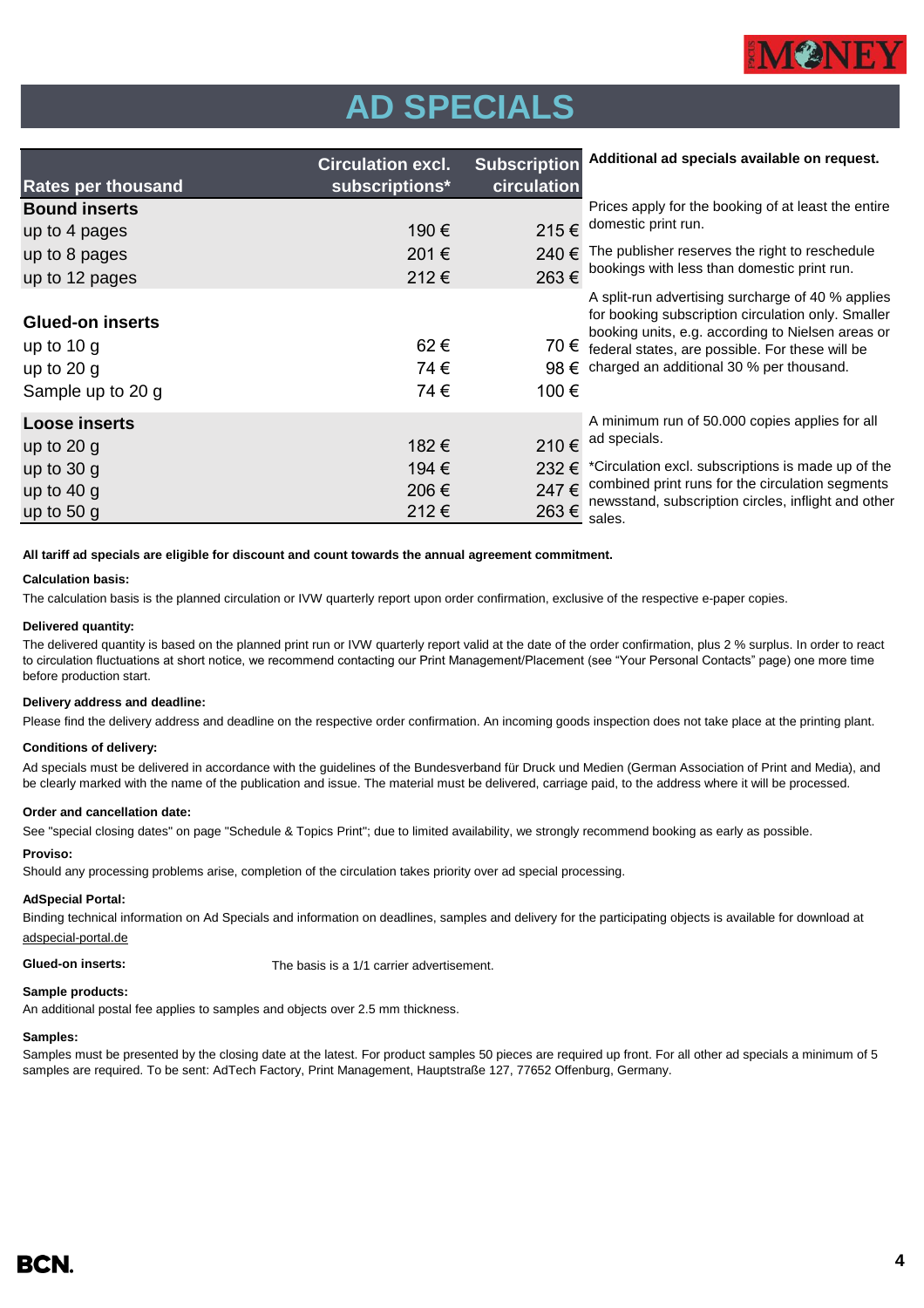# AD SPECIALS

| Rates per thousand | Circulation excl. subscriptions* | Subscription circulation |
|---|---|---|
| **Bound inserts** | | |
| up to 4 pages | 190 € | 215 € |
| up to 8 pages | 201 € | 240 € |
| up to 12 pages | 212 € | 263 € |
| **Glued-on inserts** | | |
| up to 10 g | 62 € | 70 € |
| up to 20 g | 74 € | 98 € |
| Sample up to 20 g | 74 € | 100 € |
| **Loose inserts** | | |
| up to 20 g | 182 € | 210 € |
| up to 30 g | 194 € | 232 € |
| up to 40 g | 206 € | 247 € |
| up to 50 g | 212 € | 263 € |

**Additional ad specials available on request.**

Prices apply for the booking of at least the entire domestic print run.

The publisher reserves the right to reschedule bookings with less than domestic print run.

A split-run advertising surcharge of 40 % applies for booking subscription circulation only. Smaller booking units, e.g. according to Nielsen areas or federal states, are possible. For these will be charged an additional 30 % per thousand.

A minimum run of 50.000 copies applies for all ad specials.

*Circulation excl. subscriptions is made up of the combined print runs for the circulation segments newsstand, subscription circles, inflight and other sales.

**All tariff ad specials are eligible for discount and count towards the annual agreement commitment.**

**Calculation basis:**

The calculation basis is the planned circulation or IVW quarterly report upon order confirmation, exclusive of the respective e-paper copies.

**Delivered quantity:**

The delivered quantity is based on the planned print run or IVW quarterly report valid at the date of the order confirmation, plus 2 % surplus. In order to react to circulation fluctuations at short notice, we recommend contacting our Print Management/Placement (see "Your Personal Contacts" page) one more time before production start.

**Delivery address and deadline:**

Please find the delivery address and deadline on the respective order confirmation. An incoming goods inspection does not take place at the printing plant.

**Conditions of delivery:**

Ad specials must be delivered in accordance with the guidelines of the Bundesverband für Druck und Medien (German Association of Print and Media), and be clearly marked with the name of the publication and issue. The material must be delivered, carriage paid, to the address where it will be processed.

**Order and cancellation date:**

See "special closing dates" on page "Schedule & Topics Print"; due to limited availability, we strongly recommend booking as early as possible.

**Proviso:**

Should any processing problems arise, completion of the circulation takes priority over ad special processing.

**AdSpecial Portal:**

Binding technical information on Ad Specials and information on deadlines, samples and delivery for the participating objects is available for download at adspecial-portal.de

**Glued-on inserts:** The basis is a 1/1 carrier advertisement.

**Sample products:**

An additional postal fee applies to samples and objects over 2.5 mm thickness.

**Samples:**

Samples must be presented by the closing date at the latest. For product samples 50 pieces are required up front. For all other ad specials a minimum of 5 samples are required. To be sent: AdTech Factory, Print Management, Hauptstraße 127, 77652 Offenburg, Germany.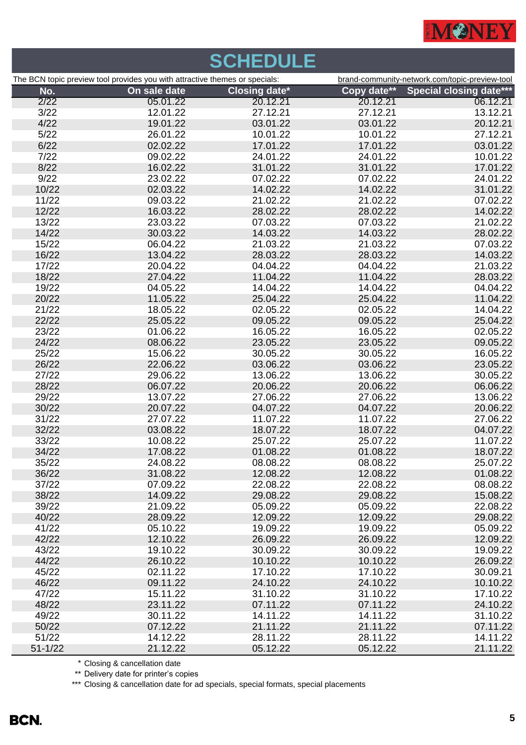# SCHEDULE

The BCN topic preview tool provides you with attractive themes or specials: brand-community-network.com/topic-preview-tool

| No. | On sale date | Closing date* | Copy date** | Special closing date*** |
|---|---|---|---|---|
| 2/22 | 05.01.22 | 20.12.21 | 20.12.21 | 06.12.21 |
| 3/22 | 12.01.22 | 27.12.21 | 27.12.21 | 13.12.21 |
| 4/22 | 19.01.22 | 03.01.22 | 03.01.22 | 20.12.21 |
| 5/22 | 26.01.22 | 10.01.22 | 10.01.22 | 27.12.21 |
| 6/22 | 02.02.22 | 17.01.22 | 17.01.22 | 03.01.22 |
| 7/22 | 09.02.22 | 24.01.22 | 24.01.22 | 10.01.22 |
| 8/22 | 16.02.22 | 31.01.22 | 31.01.22 | 17.01.22 |
| 9/22 | 23.02.22 | 07.02.22 | 07.02.22 | 24.01.22 |
| 10/22 | 02.03.22 | 14.02.22 | 14.02.22 | 31.01.22 |
| 11/22 | 09.03.22 | 21.02.22 | 21.02.22 | 07.02.22 |
| 12/22 | 16.03.22 | 28.02.22 | 28.02.22 | 14.02.22 |
| 13/22 | 23.03.22 | 07.03.22 | 07.03.22 | 21.02.22 |
| 14/22 | 30.03.22 | 14.03.22 | 14.03.22 | 28.02.22 |
| 15/22 | 06.04.22 | 21.03.22 | 21.03.22 | 07.03.22 |
| 16/22 | 13.04.22 | 28.03.22 | 28.03.22 | 14.03.22 |
| 17/22 | 20.04.22 | 04.04.22 | 04.04.22 | 21.03.22 |
| 18/22 | 27.04.22 | 11.04.22 | 11.04.22 | 28.03.22 |
| 19/22 | 04.05.22 | 14.04.22 | 14.04.22 | 04.04.22 |
| 20/22 | 11.05.22 | 25.04.22 | 25.04.22 | 11.04.22 |
| 21/22 | 18.05.22 | 02.05.22 | 02.05.22 | 14.04.22 |
| 22/22 | 25.05.22 | 09.05.22 | 09.05.22 | 25.04.22 |
| 23/22 | 01.06.22 | 16.05.22 | 16.05.22 | 02.05.22 |
| 24/22 | 08.06.22 | 23.05.22 | 23.05.22 | 09.05.22 |
| 25/22 | 15.06.22 | 30.05.22 | 30.05.22 | 16.05.22 |
| 26/22 | 22.06.22 | 03.06.22 | 03.06.22 | 23.05.22 |
| 27/22 | 29.06.22 | 13.06.22 | 13.06.22 | 30.05.22 |
| 28/22 | 06.07.22 | 20.06.22 | 20.06.22 | 06.06.22 |
| 29/22 | 13.07.22 | 27.06.22 | 27.06.22 | 13.06.22 |
| 30/22 | 20.07.22 | 04.07.22 | 04.07.22 | 20.06.22 |
| 31/22 | 27.07.22 | 11.07.22 | 11.07.22 | 27.06.22 |
| 32/22 | 03.08.22 | 18.07.22 | 18.07.22 | 04.07.22 |
| 33/22 | 10.08.22 | 25.07.22 | 25.07.22 | 11.07.22 |
| 34/22 | 17.08.22 | 01.08.22 | 01.08.22 | 18.07.22 |
| 35/22 | 24.08.22 | 08.08.22 | 08.08.22 | 25.07.22 |
| 36/22 | 31.08.22 | 12.08.22 | 12.08.22 | 01.08.22 |
| 37/22 | 07.09.22 | 22.08.22 | 22.08.22 | 08.08.22 |
| 38/22 | 14.09.22 | 29.08.22 | 29.08.22 | 15.08.22 |
| 39/22 | 21.09.22 | 05.09.22 | 05.09.22 | 22.08.22 |
| 40/22 | 28.09.22 | 12.09.22 | 12.09.22 | 29.08.22 |
| 41/22 | 05.10.22 | 19.09.22 | 19.09.22 | 05.09.22 |
| 42/22 | 12.10.22 | 26.09.22 | 26.09.22 | 12.09.22 |
| 43/22 | 19.10.22 | 30.09.22 | 30.09.22 | 19.09.22 |
| 44/22 | 26.10.22 | 10.10.22 | 10.10.22 | 26.09.22 |
| 45/22 | 02.11.22 | 17.10.22 | 17.10.22 | 30.09.21 |
| 46/22 | 09.11.22 | 24.10.22 | 24.10.22 | 10.10.22 |
| 47/22 | 15.11.22 | 31.10.22 | 31.10.22 | 17.10.22 |
| 48/22 | 23.11.22 | 07.11.22 | 07.11.22 | 24.10.22 |
| 49/22 | 30.11.22 | 14.11.22 | 14.11.22 | 31.10.22 |
| 50/22 | 07.12.22 | 21.11.22 | 21.11.22 | 07.11.22 |
| 51/22 | 14.12.22 | 28.11.22 | 28.11.22 | 14.11.22 |
| 51-1/22 | 21.12.22 | 05.12.22 | 05.12.22 | 21.11.22 |

\* Closing & cancellation date

** Delivery date for printer's copies

*** Closing & cancellation date for ad specials, special formats, special placements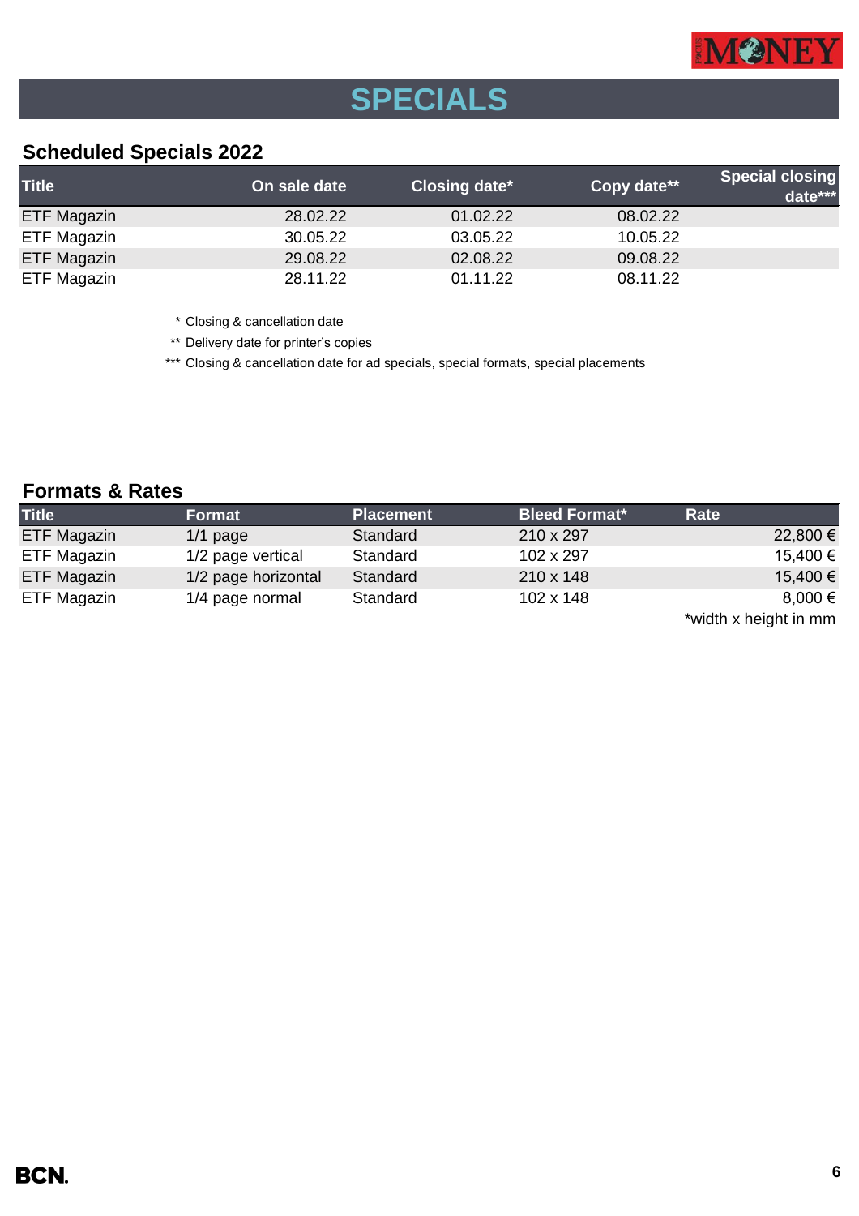# SPECIALS

## Scheduled Specials 2022

| Title | On sale date | Closing date* | Copy date** | Special closing date*** |
|---|---|---|---|---|
| ETF Magazin | 28.02.22 | 01.02.22 | 08.02.22 | |
| ETF Magazin | 30.05.22 | 03.05.22 | 10.05.22 | |
| ETF Magazin | 29.08.22 | 02.08.22 | 09.08.22 | |
| ETF Magazin | 28.11.22 | 01.11.22 | 08.11.22 | |

* Closing & cancellation date
** Delivery date for printer's copies
*** Closing & cancellation date for ad specials, special formats, special placements

## Formats & Rates

| Title | Format | Placement | Bleed Format* | Rate |
|---|---|---|---|---|
| ETF Magazin | 1/1 page | Standard | 210 x 297 | 22,800 € |
| ETF Magazin | 1/2 page vertical | Standard | 102 x 297 | 15,400 € |
| ETF Magazin | 1/2 page horizontal | Standard | 210 x 148 | 15,400 € |
| ETF Magazin | 1/4 page normal | Standard | 102 x 148 | 8,000 € |

*width x height in mm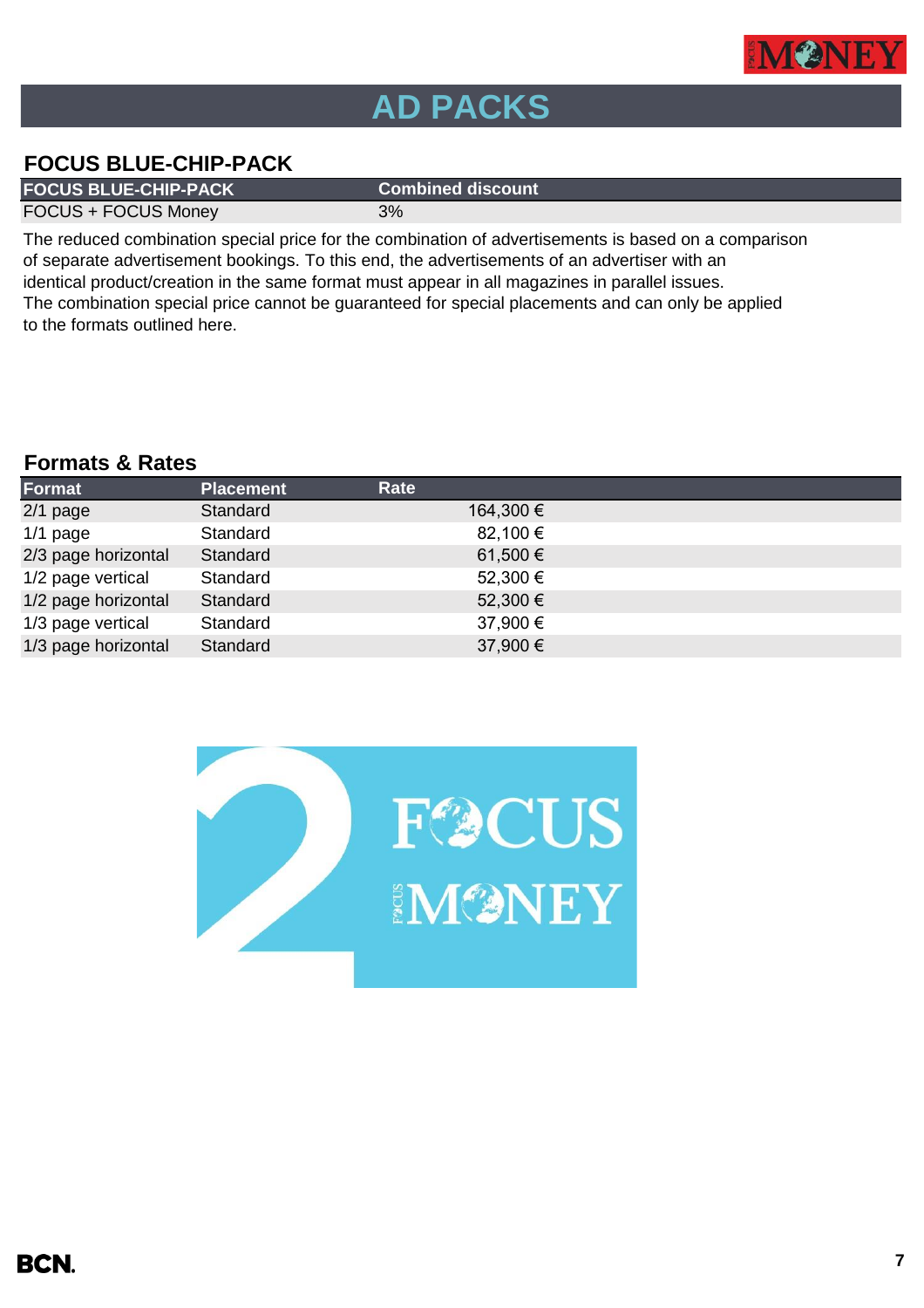# AD PACKS

## FOCUS BLUE-CHIP-PACK

| FOCUS BLUE-CHIP-PACK | Combined discount |
| --- | --- |
| FOCUS + FOCUS Money | 3% |

The reduced combination special price for the combination of advertisements is based on a comparison of separate advertisement bookings. To this end, the advertisements of an advertiser with an identical product/creation in the same format must appear in all magazines in parallel issues. The combination special price cannot be guaranteed for special placements and can only be applied to the formats outlined here.

## Formats & Rates

| Format | Placement | Rate |
| --- | --- | --- |
| 2/1 page | Standard | 164,300 € |
| 1/1 page | Standard | 82,100 € |
| 2/3 page horizontal | Standard | 61,500 € |
| 1/2 page vertical | Standard | 52,300 € |
| 1/2 page horizontal | Standard | 52,300 € |
| 1/3 page vertical | Standard | 37,900 € |
| 1/3 page horizontal | Standard | 37,900 € |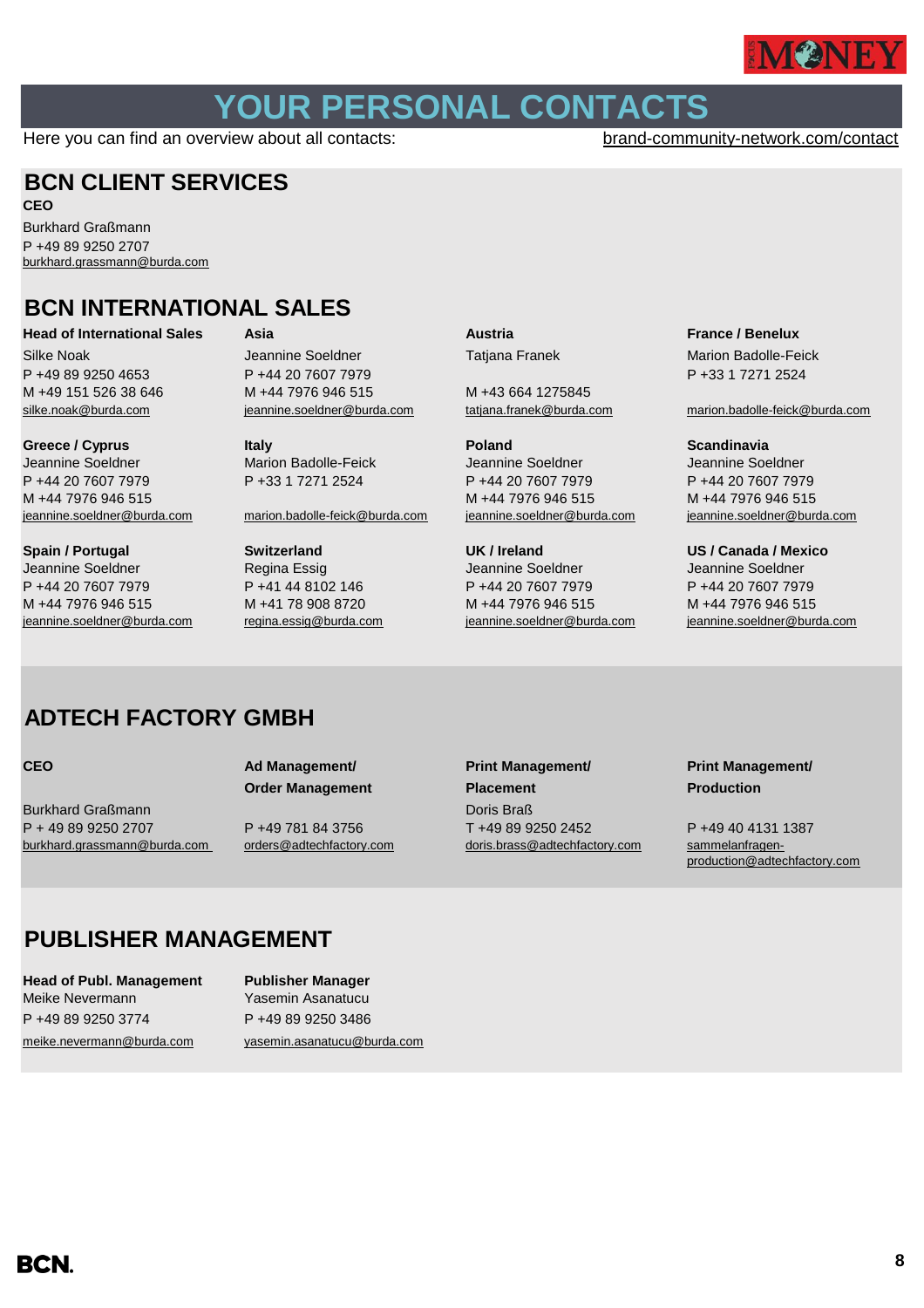# YOUR PERSONAL CONTACTS

Here you can find an overview about all contacts: brand-community-network.com/contact

## BCN CLIENT SERVICES

**CEO**

Burkhard Graßmann
P +49 89 9250 2707
burkhard.grassmann@burda.com

## BCN INTERNATIONAL SALES

**Head of International Sales**
Silke Noak
P +49 89 9250 4653
M +49 151 526 38 646
silke.noak@burda.com

**Asia**
Jeannine Soeldner
P +44 20 7607 7979
M +44 7976 946 515
jeannine.soeldner@burda.com

**Austria**
Tatjana Franek
M +43 664 1275845
tatjana.franek@burda.com

**France / Benelux**
Marion Badolle-Feick
P +33 1 7271 2524
marion.badolle-feick@burda.com

**Greece / Cyprus**
Jeannine Soeldner
P +44 20 7607 7979
M +44 7976 946 515
jeannine.soeldner@burda.com

**Italy**
Marion Badolle-Feick
P +33 1 7271 2524
marion.badolle-feick@burda.com

**Poland**
Jeannine Soeldner
P +44 20 7607 7979
M +44 7976 946 515
jeannine.soeldner@burda.com

**Scandinavia**
Jeannine Soeldner
P +44 20 7607 7979
M +44 7976 946 515
jeannine.soeldner@burda.com

**Spain / Portugal**
Jeannine Soeldner
P +44 20 7607 7979
M +44 7976 946 515
jeannine.soeldner@burda.com

**Switzerland**
Regina Essig
P +41 44 8102 146
M +41 78 908 8720
regina.essig@burda.com

**UK / Ireland**
Jeannine Soeldner
P +44 20 7607 7979
M +44 7976 946 515
jeannine.soeldner@burda.com

**US / Canada / Mexico**
Jeannine Soeldner
P +44 20 7607 7979
M +44 7976 946 515
jeannine.soeldner@burda.com

## ADTECH FACTORY GMBH

**CEO**
Burkhard Graßmann
P + 49 89 9250 2707
burkhard.grassmann@burda.com

**Ad Management/ Order Management**
P +49 781 84 3756
orders@adtechfactory.com

**Print Management/ Placement**
Doris Braß
T +49 89 9250 2452
doris.brass@adtechfactory.com

**Print Management/ Production**
P +49 40 4131 1387
sammelanfragen-production@adtechfactory.com

## PUBLISHER MANAGEMENT

**Head of Publ. Management**
Meike Nevermann
P +49 89 9250 3774
meike.nevermann@burda.com

**Publisher Manager**
Yasemin Asanatucu
P +49 89 9250 3486
yasemin.asanatucu@burda.com